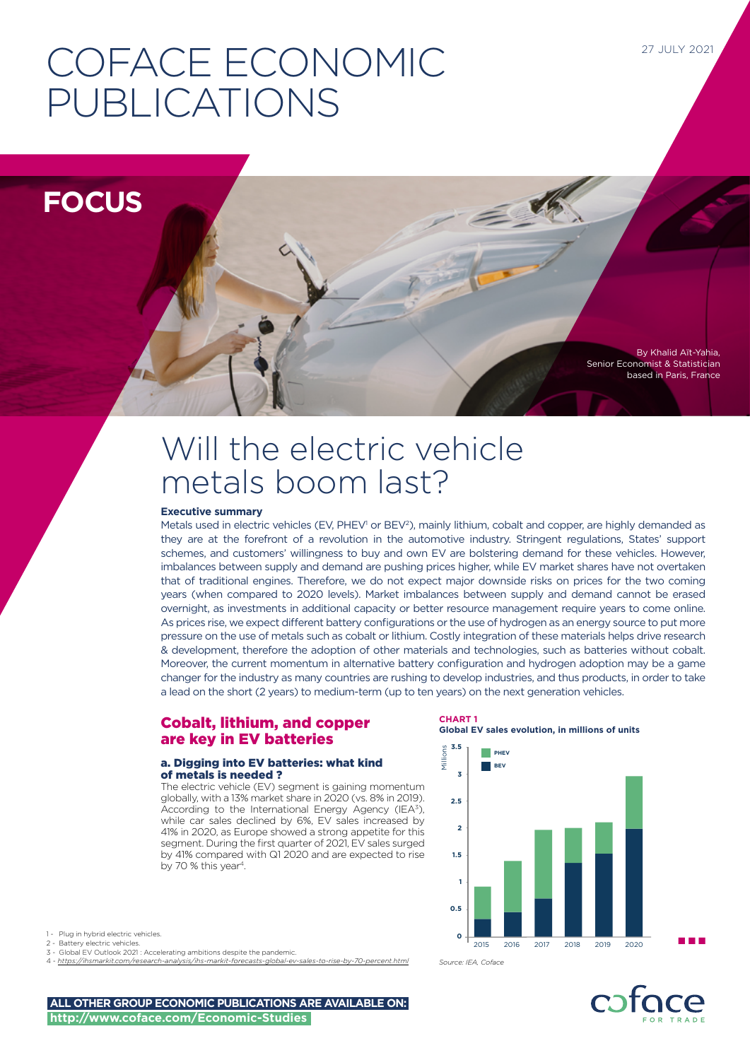# COFACE ECONOMIC PUBLICATIONS

27 JULY 2021

**FOCUS**

By Khalid Aït-Yahia,
Senior Economist & Statistician
based in Paris, France

# Will the electric vehicle metals boom last?

**Executive summary**

Metals used in electric vehicles (EV, PHEV[1] or BEV[2]), mainly lithium, cobalt and copper, are highly demanded as they are at the forefront of a revolution in the automotive industry. Stringent regulations, States' support schemes, and customers' willingness to buy and own EV are bolstering demand for these vehicles. However, imbalances between supply and demand are pushing prices higher, while EV market shares have not overtaken that of traditional engines. Therefore, we do not expect major downside risks on prices for the two coming years (when compared to 2020 levels). Market imbalances between supply and demand cannot be erased overnight, as investments in additional capacity or better resource management require years to come online. As prices rise, we expect different battery configurations or the use of hydrogen as an energy source to put more pressure on the use of metals such as cobalt or lithium. Costly integration of these materials helps drive research & development, therefore the adoption of other materials and technologies, such as batteries without cobalt. Moreover, the current momentum in alternative battery configuration and hydrogen adoption may be a game changer for the industry as many countries are rushing to develop industries, and thus products, in order to take a lead on the short (2 years) to medium-term (up to ten years) on the next generation vehicles.

## Cobalt, lithium, and copper are key in EV batteries

### a. Digging into EV batteries: what kind of metals is needed ?

The electric vehicle (EV) segment is gaining momentum globally, with a 13% market share in 2020 (vs. 8% in 2019). According to the International Energy Agency (IEA[3]), while car sales declined by 6%, EV sales increased by 41% in 2020, as Europe showed a strong appetite for this segment. During the first quarter of 2021, EV sales surged by 41% compared with Q1 2020 and are expected to rise by 70 % this year[4].

**CHART 1**
**Global EV sales evolution, in millions of units**

| Year | BEV | PHEV | Total |
|---|---|---|---|
| 2015 | ~0.33 | ~0.58 | ~0.91 |
| 2016 | ~0.45 | ~0.95 | ~1.4 |
| 2017 | ~0.7 | ~1.25 | ~1.95 |
| 2018 | ~1.35 | ~0.65 | ~2.0 |
| 2019 | ~1.55 | ~0.55 | ~2.1 |
| 2020 | ~2.0 | ~0.95 | ~2.95 |

Source: IEA, Coface

1 - Plug in hybrid electric vehicles.
2 - Battery electric vehicles.
3 - Global EV Outlook 2021 : Accelerating ambitions despite the pandemic.
4 - https://ihsmarkit.com/research-analysis/ihs-markit-forecasts-global-ev-sales-to-rise-by-70-percent.html

ALL OTHER GROUP ECONOMIC PUBLICATIONS ARE AVAILABLE ON: http://www.coface.com/Economic-Studies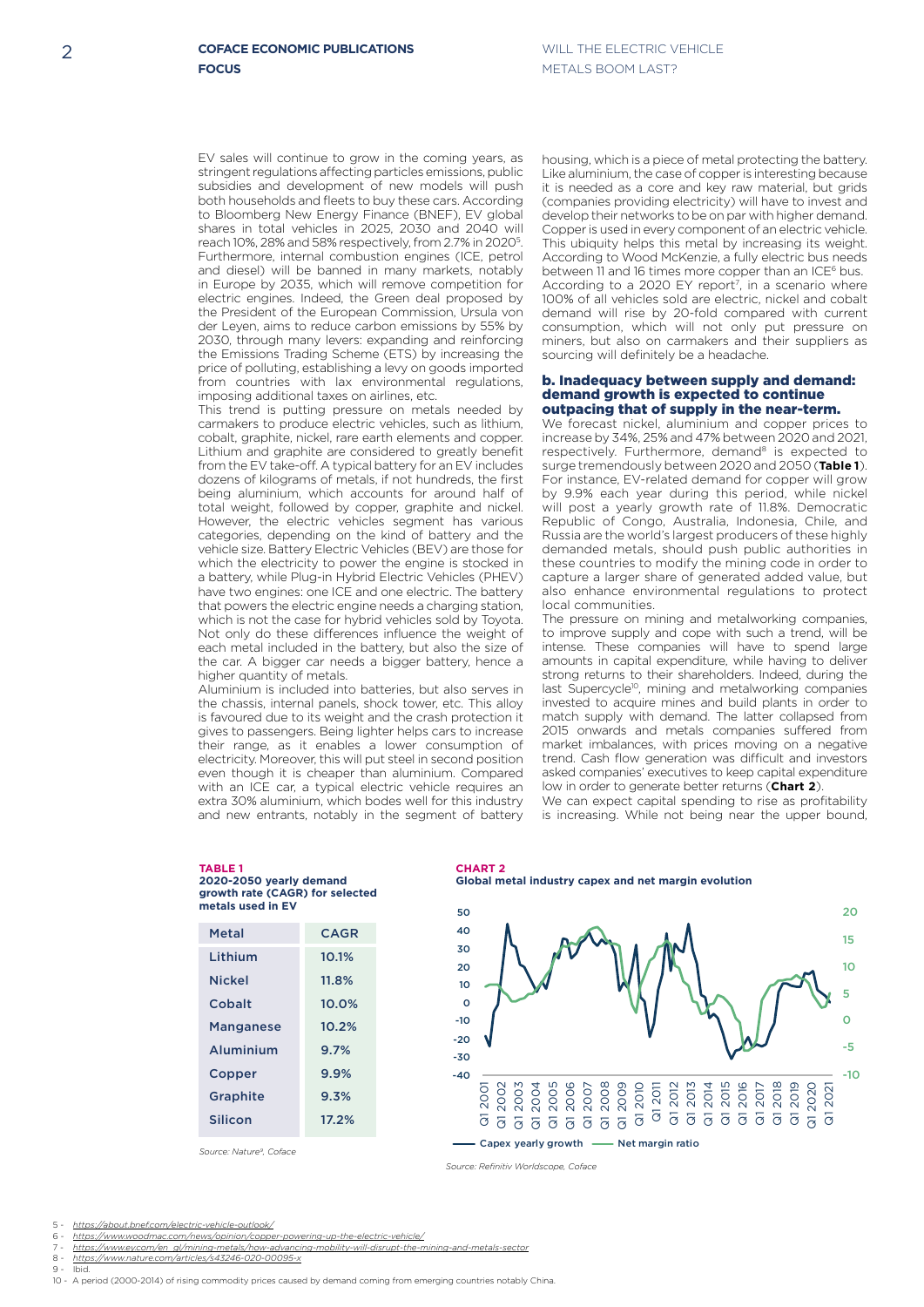EV sales will continue to grow in the coming years, as stringent regulations affecting particles emissions, public subsidies and development of new models will push both households and fleets to buy these cars. According to Bloomberg New Energy Finance (BNEF), EV global shares in total vehicles in 2025, 2030 and 2040 will reach 10%, 28% and 58% respectively, from 2.7% in 2020[5]. Furthermore, internal combustion engines (ICE, petrol and diesel) will be banned in many markets, notably in Europe by 2035, which will remove competition for electric engines. Indeed, the Green deal proposed by the President of the European Commission, Ursula von der Leyen, aims to reduce carbon emissions by 55% by 2030, through many levers: expanding and reinforcing the Emissions Trading Scheme (ETS) by increasing the price of polluting, establishing a levy on goods imported from countries with lax environmental regulations, imposing additional taxes on airlines, etc.

This trend is putting pressure on metals needed by carmakers to produce electric vehicles, such as lithium, cobalt, graphite, nickel, rare earth elements and copper. Lithium and graphite are considered to greatly benefit from the EV take-off. A typical battery for an EV includes dozens of kilograms of metals, if not hundreds, the first being aluminium, which accounts for around half of total weight, followed by copper, graphite and nickel. However, the electric vehicles segment has various categories, depending on the kind of battery and the vehicle size. Battery Electric Vehicles (BEV) are those for which the electricity to power the engine is stocked in a battery, while Plug-in Hybrid Electric Vehicles (PHEV) have two engines: one ICE and one electric. The battery that powers the electric engine needs a charging station, which is not the case for hybrid vehicles sold by Toyota. Not only do these differences influence the weight of each metal included in the battery, but also the size of the car. A bigger car needs a bigger battery, hence a higher quantity of metals.

Aluminium is included into batteries, but also serves in the chassis, internal panels, shock tower, etc. This alloy is favoured due to its weight and the crash protection it gives to passengers. Being lighter helps cars to increase their range, as it enables a lower consumption of electricity. Moreover, this will put steel in second position even though it is cheaper than aluminium. Compared with an ICE car, a typical electric vehicle requires an extra 30% aluminium, which bodes well for this industry and new entrants, notably in the segment of battery housing, which is a piece of metal protecting the battery. Like aluminium, the case of copper is interesting because it is needed as a core and key raw material, but grids (companies providing electricity) will have to invest and develop their networks to be on par with higher demand. Copper is used in every component of an electric vehicle. This ubiquity helps this metal by increasing its weight. According to Wood McKenzie, a fully electric bus needs between 11 and 16 times more copper than an ICE[6] bus. According to a 2020 EY report[7], in a scenario where 100% of all vehicles sold are electric, nickel and cobalt demand will rise by 20-fold compared with current consumption, which will not only put pressure on miners, but also on carmakers and their suppliers as sourcing will definitely be a headache.

### b. Inadequacy between supply and demand: demand growth is expected to continue outpacing that of supply in the near-term.

We forecast nickel, aluminium and copper prices to increase by 34%, 25% and 47% between 2020 and 2021, respectively. Furthermore, demand[8] is expected to surge tremendously between 2020 and 2050 (**Table 1**). For instance, EV-related demand for copper will grow by 9.9% each year during this period, while nickel will post a yearly growth rate of 11.8%. Democratic Republic of Congo, Australia, Indonesia, Chile, and Russia are the world's largest producers of these highly demanded metals, should push public authorities in these countries to modify the mining code in order to capture a larger share of generated added value, but also enhance environmental regulations to protect local communities.

The pressure on mining and metalworking companies, to improve supply and cope with such a trend, will be intense. These companies will have to spend large amounts in capital expenditure, while having to deliver strong returns to their shareholders. Indeed, during the last Supercycle[10], mining and metalworking companies invested to acquire mines and build plants in order to match supply with demand. The latter collapsed from 2015 onwards and metals companies suffered from market imbalances, with prices moving on a negative trend. Cash flow generation was difficult and investors asked companies' executives to keep capital expenditure low in order to generate better returns (**Chart 2**).

We can expect capital spending to rise as profitability is increasing. While not being near the upper bound,

**TABLE 1**
**2020-2050 yearly demand growth rate (CAGR) for selected metals used in EV**

| Metal | CAGR |
|---|---|
| Lithium | 10.1% |
| Nickel | 11.8% |
| Cobalt | 10.0% |
| Manganese | 10.2% |
| Aluminium | 9.7% |
| Copper | 9.9% |
| Graphite | 9.3% |
| Silicon | 17.2% |

*Source: Nature[9], Coface*

**CHART 2**
**Global metal industry capex and net margin evolution**

Capex yearly growth — Net margin ratio

*Source: Refinitiv Worldscope, Coface*

5 - https://about.bnef.com/electric-vehicle-outlook/
6 - https://www.woodmac.com/news/opinion/copper-powering-up-the-electric-vehicle/
7 - https://www.ey.com/en_gl/mining-metals/how-advancing-mobility-will-disrupt-the-mining-and-metals-sector
8 - https://www.nature.com/articles/s43246-020-00095-x
9 - Ibid.
10 - A period (2000-2014) of rising commodity prices caused by demand coming from emerging countries notably China.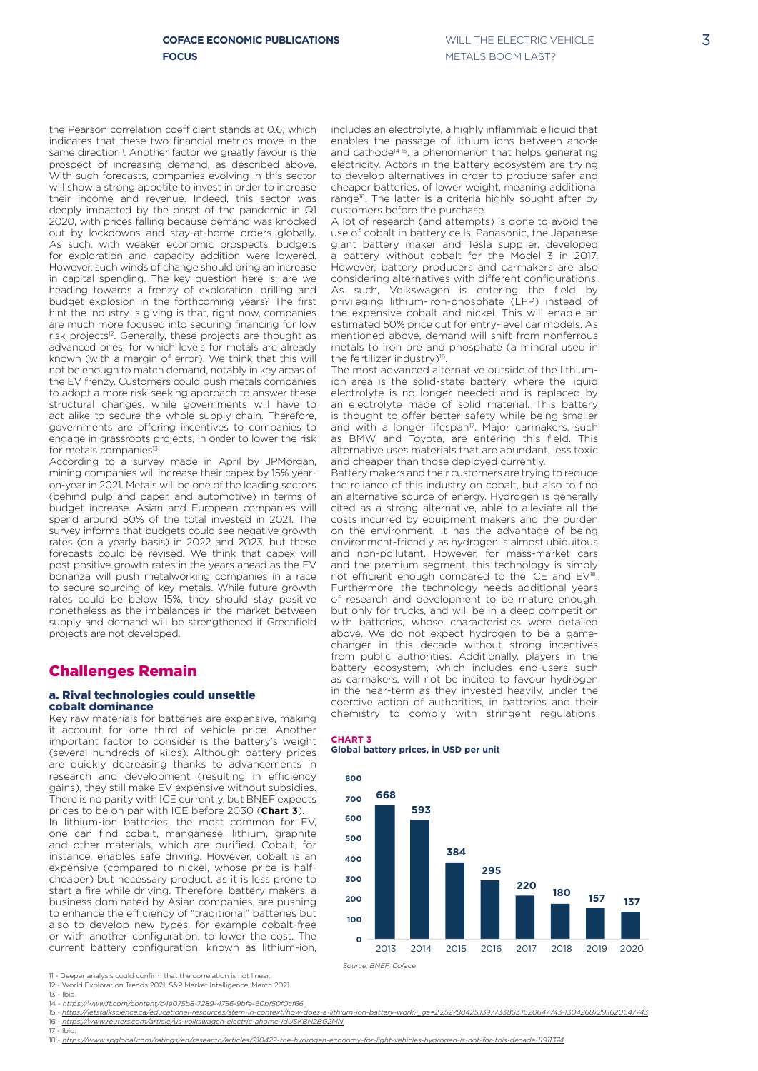the Pearson correlation coefficient stands at 0.6, which indicates that these two financial metrics move in the same direction[11]. Another factor we greatly favour is the prospect of increasing demand, as described above. With such forecasts, companies evolving in this sector will show a strong appetite to invest in order to increase their income and revenue. Indeed, this sector was deeply impacted by the onset of the pandemic in Q1 2020, with prices falling because demand was knocked out by lockdowns and stay-at-home orders globally. As such, with weaker economic prospects, budgets for exploration and capacity addition were lowered. However, such winds of change should bring an increase in capital spending. The key question here is: are we heading towards a frenzy of exploration, drilling and budget explosion in the forthcoming years? The first hint the industry is giving is that, right now, companies are much more focused into securing financing for low risk projects[12]. Generally, these projects are thought as advanced ones, for which levels for metals are already known (with a margin of error). We think that this will not be enough to match demand, notably in key areas of the EV frenzy. Customers could push metals companies to adopt a more risk-seeking approach to answer these structural changes, while governments will have to act alike to secure the whole supply chain. Therefore, governments are offering incentives to companies to engage in grassroots projects, in order to lower the risk for metals companies[13].

According to a survey made in April by JPMorgan, mining companies will increase their capex by 15% year-on-year in 2021. Metals will be one of the leading sectors (behind pulp and paper, and automotive) in terms of budget increase. Asian and European companies will spend around 50% of the total invested in 2021. The survey informs that budgets could see negative growth rates (on a yearly basis) in 2022 and 2023, but these forecasts could be revised. We think that capex will post positive growth rates in the years ahead as the EV bonanza will push metalworking companies in a race to secure sourcing of key metals. While future growth rates could be below 15%, they should stay positive nonetheless as the imbalances in the market between supply and demand will be strengthened if Greenfield projects are not developed.

## Challenges Remain

### a. Rival technologies could unsettle cobalt dominance

Key raw materials for batteries are expensive, making it account for one third of vehicle price. Another important factor to consider is the battery's weight (several hundreds of kilos). Although battery prices are quickly decreasing thanks to advancements in research and development (resulting in efficiency gains), they still make EV expensive without subsidies. There is no parity with ICE currently, but BNEF expects prices to be on par with ICE before 2030 (**Chart 3**).

In lithium-ion batteries, the most common for EV, one can find cobalt, manganese, lithium, graphite and other materials, which are purified. Cobalt, for instance, enables safe driving. However, cobalt is an expensive (compared to nickel, whose price is half-cheaper) but necessary product, as it is less prone to start a fire while driving. Therefore, battery makers, a business dominated by Asian companies, are pushing to enhance the efficiency of "traditional" batteries but also to develop new types, for example cobalt-free or with another configuration, to lower the cost. The current battery configuration, known as lithium-ion, includes an electrolyte, a highly inflammable liquid that enables the passage of lithium ions between anode and cathode[14-15], a phenomenon that helps generating electricity. Actors in the battery ecosystem are trying to develop alternatives in order to produce safer and cheaper batteries, of lower weight, meaning additional range[16]. The latter is a criteria highly sought after by customers before the purchase.

A lot of research (and attempts) is done to avoid the use of cobalt in battery cells. Panasonic, the Japanese giant battery maker and Tesla supplier, developed a battery without cobalt for the Model 3 in 2017. However, battery producers and carmakers are also considering alternatives with different configurations. As such, Volkswagen is entering the field by privileging lithium-iron-phosphate (LFP) instead of the expensive cobalt and nickel. This will enable an estimated 50% price cut for entry-level car models. As mentioned above, demand will shift from nonferrous metals to iron ore and phosphate (a mineral used in the fertilizer industry)[16].

The most advanced alternative outside of the lithium-ion area is the solid-state battery, where the liquid electrolyte is no longer needed and is replaced by an electrolyte made of solid material. This battery is thought to offer better safety while being smaller and with a longer lifespan[17]. Major carmakers, such as BMW and Toyota, are entering this field. This alternative uses materials that are abundant, less toxic and cheaper than those deployed currently.

Battery makers and their customers are trying to reduce the reliance of this industry on cobalt, but also to find an alternative source of energy. Hydrogen is generally cited as a strong alternative, able to alleviate all the costs incurred by equipment makers and the burden on the environment. It has the advantage of being environment-friendly, as hydrogen is almost ubiquitous and non-pollutant. However, for mass-market cars and the premium segment, this technology is simply not efficient enough compared to the ICE and EV[18]. Furthermore, the technology needs additional years of research and development to be mature enough, but only for trucks, and will be in a deep competition with batteries, whose characteristics were detailed above. We do not expect hydrogen to be a game-changer in this decade without strong incentives from public authorities. Additionally, players in the battery ecosystem, which includes end-users such as carmakers, will not be incited to favour hydrogen in the near-term as they invested heavily, under the coercive action of authorities, in batteries and their chemistry to comply with stringent regulations.

**CHART 3**
**Global battery prices, in USD per unit**

| Year | Price (USD) |
|---|---|
| 2013 | 668 |
| 2014 | 593 |
| 2015 | 384 |
| 2016 | 295 |
| 2017 | 220 |
| 2018 | 180 |
| 2019 | 157 |
| 2020 | 137 |

*Source: BNEF, Coface*

11 - Deeper analysis could confirm that the correlation is not linear.
12 - World Exploration Trends 2021, S&P Market Intelligence, March 2021.
13 - Ibid.
14 - https://www.ft.com/content/c4e075b8-7289-4756-9bfe-60bf50f0cf66
15 - https://letstalkscience.ca/educational-resources/stem-in-context/how-does-a-lithium-ion-battery-work?_ga=2.252788425.1397733863.1620647743-1304268729.1620647743
16 - https://www.reuters.com/article/us-volkswagen-electric-ahome-idUSKBN2BG2MN
17 - Ibid.
18 - https://www.spglobal.com/ratings/en/research/articles/210422-the-hydrogen-economy-for-light-vehicles-hydrogen-is-not-for-this-decade-11911374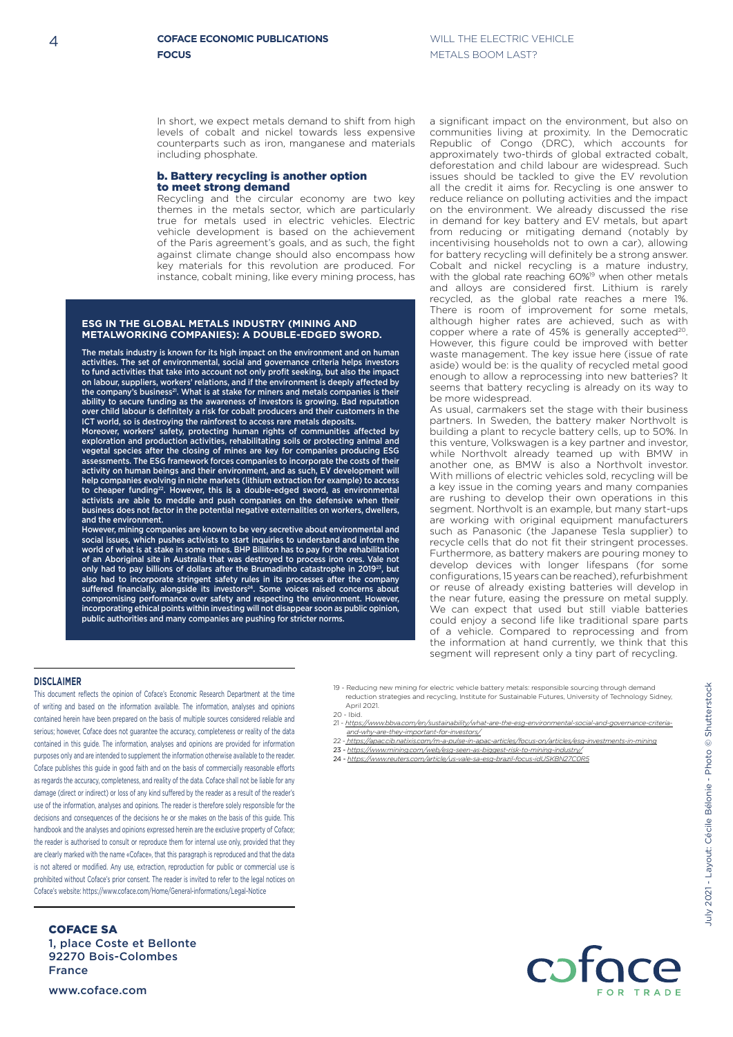In short, we expect metals demand to shift from high levels of cobalt and nickel towards less expensive counterparts such as iron, manganese and materials including phosphate.

### b. Battery recycling is another option to meet strong demand

Recycling and the circular economy are two key themes in the metals sector, which are particularly true for metals used in electric vehicles. Electric vehicle development is based on the achievement of the Paris agreement's goals, and as such, the fight against climate change should also encompass how key materials for this revolution are produced. For instance, cobalt mining, like every mining process, has a significant impact on the environment, but also on communities living at proximity. In the Democratic Republic of Congo (DRC), which accounts for approximately two-thirds of global extracted cobalt, deforestation and child labour are widespread. Such issues should be tackled to give the EV revolution all the credit it aims for. Recycling is one answer to reduce reliance on polluting activities and the impact on the environment. We already discussed the rise in demand for key battery and EV metals, but apart from reducing or mitigating demand (notably by incentivising households not to own a car), allowing for battery recycling will definitely be a strong answer. Cobalt and nickel recycling is a mature industry, with the global rate reaching 60%[19] when other metals and alloys are considered first. Lithium is rarely recycled, as the global rate reaches a mere 1%. There is room of improvement for some metals, although higher rates are achieved, such as with copper where a rate of 45% is generally accepted[20]. However, this figure could be improved with better waste management. The key issue here (issue of rate aside) would be: is the quality of recycled metal good enough to allow a reprocessing into new batteries? It seems that battery recycling is already on its way to be more widespread.

As usual, carmakers set the stage with their business partners. In Sweden, the battery maker Northvolt is building a plant to recycle battery cells, up to 50%. In this venture, Volkswagen is a key partner and investor, while Northvolt already teamed up with BMW in another one, as BMW is also a Northvolt investor. With millions of electric vehicles sold, recycling will be a key issue in the coming years and many companies are rushing to develop their own operations in this segment. Northvolt is an example, but many start-ups are working with original equipment manufacturers such as Panasonic (the Japanese Tesla supplier) to recycle cells that do not fit their stringent processes. Furthermore, as battery makers are pouring money to develop devices with longer lifespans (for some configurations, 15 years can be reached), refurbishment or reuse of already existing batteries will develop in the near future, easing the pressure on metal supply. We can expect that used but still viable batteries could enjoy a second life like traditional spare parts of a vehicle. Compared to reprocessing and from the information at hand currently, we think that this segment will represent only a tiny part of recycling.

**ESG IN THE GLOBAL METALS INDUSTRY (MINING AND METALWORKING COMPANIES): A DOUBLE-EDGED SWORD.**

**The metals industry is known for its high impact on the environment and on human activities. The set of environmental, social and governance criteria helps investors to fund activities that take into account not only profit seeking, but also the impact on labour, suppliers, workers' relations, and if the environment is deeply affected by the company's business[21]. What is at stake for miners and metals companies is their ability to secure funding as the awareness of investors is growing. Bad reputation over child labour is definitely a risk for cobalt producers and their customers in the ICT world, so is destroying the rainforest to access rare metals deposits.**

**Moreover, workers' safety, protecting human rights of communities affected by exploration and production activities, rehabilitating soils or protecting animal and vegetal species after the closing of mines are key for companies producing ESG assessments. The ESG framework forces companies to incorporate the costs of their activity on human beings and their environment, and as such, EV development will help companies evolving in niche markets (lithium extraction for example) to access to cheaper funding[22]. However, this is a double-edged sword, as environmental activists are able to meddle and push companies on the defensive when their business does not factor in the potential negative externalities on workers, dwellers, and the environment.**

**However, mining companies are known to be very secretive about environmental and social issues, which pushes activists to start inquiries to understand and inform the world of what is at stake in some mines. BHP Billiton has to pay for the rehabilitation of an Aboriginal site in Australia that was destroyed to process iron ores. Vale not only had to pay billions of dollars after the Brumadinho catastrophe in 2019[23], but also had to incorporate stringent safety rules in its processes after the company suffered financially, alongside its investors[24]. Some voices raised concerns about compromising performance over safety and respecting the environment. However, incorporating ethical points within investing will not disappear soon as public opinion, public authorities and many companies are pushing for stricter norms.**

19 - Reducing new mining for electric vehicle battery metals: responsible sourcing through demand reduction strategies and recycling, Institute for Sustainable Futures, University of Technology Sidney, April 2021.
20 - Ibid.
21 - https://www.bbva.com/en/sustainability/what-are-the-esg-environmental-social-and-governance-criteria-and-why-are-they-important-for-investors/
22 - https://apac.cib.natixis.com/m-a-pulse-in-apac-articles/focus-on/articles/esg-investments-in-mining
23 - https://www.mining.com/web/esg-seen-as-biggest-risk-to-mining-industry/
24 - https://www.reuters.com/article/us-vale-sa-esg-brazil-focus-idUSKBN27C0R5

**DISCLAIMER**

This document reflects the opinion of Coface's Economic Research Department at the time of writing and based on the information available. The information, analyses and opinions contained herein have been prepared on the basis of multiple sources considered reliable and serious; however, Coface does not guarantee the accuracy, completeness or reality of the data contained in this guide. The information, analyses and opinions are provided for information purposes only and are intended to supplement the information otherwise available to the reader. Coface publishes this guide in good faith and on the basis of commercially reasonable efforts as regards the accuracy, completeness, and reality of the data. Coface shall not be liable for any damage (direct or indirect) or loss of any kind suffered by the reader as a result of the reader's use of the information, analyses and opinions. The reader is therefore solely responsible for the decisions and consequences of the decisions he or she makes on the basis of this guide. This handbook and the analyses and opinions expressed herein are the exclusive property of Coface; the reader is authorised to consult or reproduce them for internal use only, provided that they are clearly marked with the name «Coface», that this paragraph is reproduced and that the data is not altered or modified. Any use, extraction, reproduction for public or commercial use is prohibited without Coface's prior consent. The reader is invited to refer to the legal notices on Coface's website: https://www.coface.com/Home/General-informations/Legal-Notice

**COFACE SA**
1, place Coste et Bellonte
92270 Bois-Colombes
France

www.coface.com

coface FOR TRADE

July 2021 - Layout: Cécile Bélonie - Photo © Shutterstock